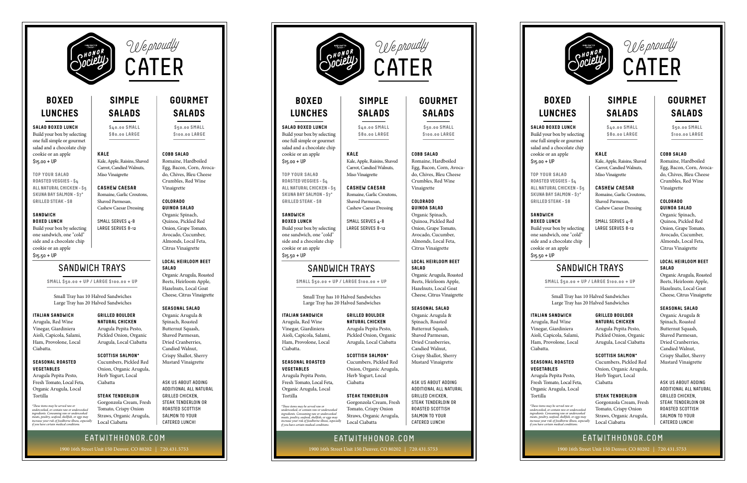# We proudly CATER

HANDCRAFTED EATERY — HONOR Society

## BOXED LUNCHES

**SALAD BOXED LUNCH**

Build your box by selecting one full simple or gourmet salad and a chocolate chip cookie or an apple

$15.00 + UP

**TOP YOUR SALAD**

ROASTED VEGGIES - $4

ALL NATURAL CHICKEN - $5

SKUNA BAY SALMON - $7*

GRILLED STEAK - $8

**SANDWICH BOXED LUNCH**

Build your box by selecting one sandwich, one "cold" side and a chocolate chip cookie or an apple

$15.50 + UP

## SIMPLE SALADS

$40.00 SMALL
$80.00 LARGE

**KALE**

Kale, Apple, Raisins, Shaved Carrot, Candied Walnuts, Miso Vinaigrette

**CASHEW CAESAR**

Romaine, Garlic Croutons, Shaved Parmesan, Cashew Caesar Dressing

SMALL SERVES 4-8
LARGE SERVES 8-12

## GOURMET SALADS

$50.00 SMALL
$100.00 LARGE

**COBB SALAD**

Romaine, Hardboiled Egg, Bacon, Corn, Avocado, Chives, Bleu Cheese Crumbles, Red Wine Vinaigrette

**COLORADO QUINOA SALAD**

Organic Spinach, Quinoa, Pickled Red Onion, Grape Tomato, Avocado, Cucumber, Almonds, Local Feta, Citrus Vinaigrette

**LOCAL HEIRLOOM BEET SALAD**

Organic Arugula, Roasted Beets, Heirloom Apple, Hazelnuts, Local Goat Cheese, Citrus Vinaigrette

**SEASONAL SALAD**

Organic Arugula & Spinach, Roasted Butternut Squash, Shaved Parmesan, Dried Cranberries, Candied Walnut, Crispy Shallot, Sherry Mustard Vinaigrette

ASK US ABOUT ADDING ADDITIONAL ALL NATURAL GRILLED CHICKEN, STEAK TENDERLOIN OR ROASTED SCOTTISH SALMON TO YOUR CATERED LUNCH!

## SANDWICH TRAYS

SMALL $50.00 + UP / LARGE $100.00 + UP

Small Tray has 10 Halved Sandwiches
Large Tray has 20 Halved Sandwiches

**ITALIAN SANDWICH**

Arugula, Red Wine Vinegar, Giardiniera Aioli, Capicola, Salami, Ham, Provolone, Local Ciabatta.

**SEASONAL ROASTED VEGETABLES**

Arugula Pepita Pesto, Fresh Tomato, Local Feta, Organic Arugula, Local Tortilla

**GRILLED BOULDER NATURAL CHICKEN**

Arugula Pepita Pesto, Pickled Onion, Organic Arugula, Local Ciabatta

**SCOTTISH SALMON***

Cucumbers, Pickled Red Onion, Organic Arugula, Herb Yogurt, Local Ciabatta

**STEAK TENDERLOIN**

Gorgonzola Cream, Fresh Tomato, Crispy Onion Straws, Organic Arugula, Local Ciabatta

*These items may be served raw or undercooked, or contain raw or undercooked ingredients. Consuming raw or undercooked meats, poultry, seafood, shellfish, or eggs may increase your risk of foodborne illness, especially if you have certain medical conditions.*

EATWITHHONOR.COM

1900 16th Street Unit 150 Denver, CO 80202 | 720.431.5753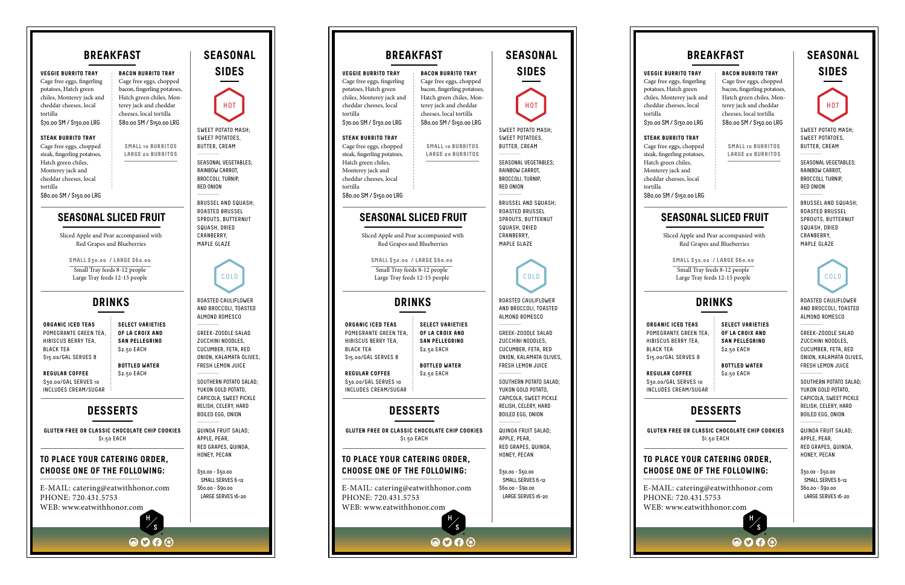# BREAKFAST

**VEGGIE BURRITO TRAY**
Cage free eggs, fingerling potatoes, Hatch green chiles, Monterey jack and cheddar cheeses, local tortilla
$70.00 SM / $130.00 LRG

**STEAK BURRITO TRAY**
Cage free eggs, chopped steak, fingerling potatoes, Hatch green chiles, Monterey jack and cheddar cheeses, local tortilla
$80.00 SM / $150.00 LRG

**BACON BURRITO TRAY**
Cage free eggs, chopped bacon, fingerling potatoes, Hatch green chiles, Monterey jack and cheddar cheeses, local tortilla
$80.00 SM / $150.00 LRG

SMALL 10 BURRITOS
LARGE 20 BURRITOS

# SEASONAL SLICED FRUIT

Sliced Apple and Pear accompanied with Red Grapes and Blueberries

SMALL $30.00 / LARGE $60.00
Small Tray feeds 8-12 people
Large Tray feeds 12-15 people

# DRINKS

**ORGANIC ICED TEAS**
POMEGRANTE GREEN TEA, HIBISCUS BERRY TEA, BLACK TEA
$15.00/GAL SERVES 8

**REGULAR COFFEE**
$30.00/GAL SERVES 10
INCLUDES CREAM/SUGAR

**SELECT VARIETIES OF LA CROIX AND SAN PELLEGRINO**
$2.50 EACH

**BOTTLED WATER**
$2.50 EACH

# DESSERTS

**GLUTEN FREE OR CLASSIC CHOCOLATE CHIP COOKIES**
$1.50 EACH

## TO PLACE YOUR CATERING ORDER, CHOOSE ONE OF THE FOLLOWING:

E-MAIL: catering@eatwithhonor.com
PHONE: 720.431.5753
WEB: www.eatwithhonor.com

# SEASONAL SIDES

## HOT

SWEET POTATO MASH; SWEET POTATOES, BUTTER, CREAM

SEASONAL VEGETABLES; RAINBOW CARROT, BROCCOLI, TURNIP, RED ONION

BRUSSEL AND SQUASH; ROASTED BRUSSEL SPROUTS, BUTTERNUT SQUASH, DRIED CRANBERRY, MAPLE GLAZE

## COLD

ROASTED CAULIFLOWER AND BROCCOLI, TOASTED ALMOND ROMESCO

GREEK-ZOODLE SALAD ZUCCHINI NOODLES, CUCUMBER, FETA, RED ONION, KALAMATA OLIVES, FRESH LEMON JUICE

SOUTHERN POTATO SALAD; YUKON GOLD POTATO, CAPICOLA, SWEET PICKLE RELISH, CELERY, HARD BOILED EGG, ONION

QUINOA FRUIT SALAD; APPLE, PEAR, RED GRAPES, QUINOA, HONEY, PECAN

$30.00 - $50.00
SMALL SERVES 6-12
$60.00 - $90.00
LARGE SERVES 16-20